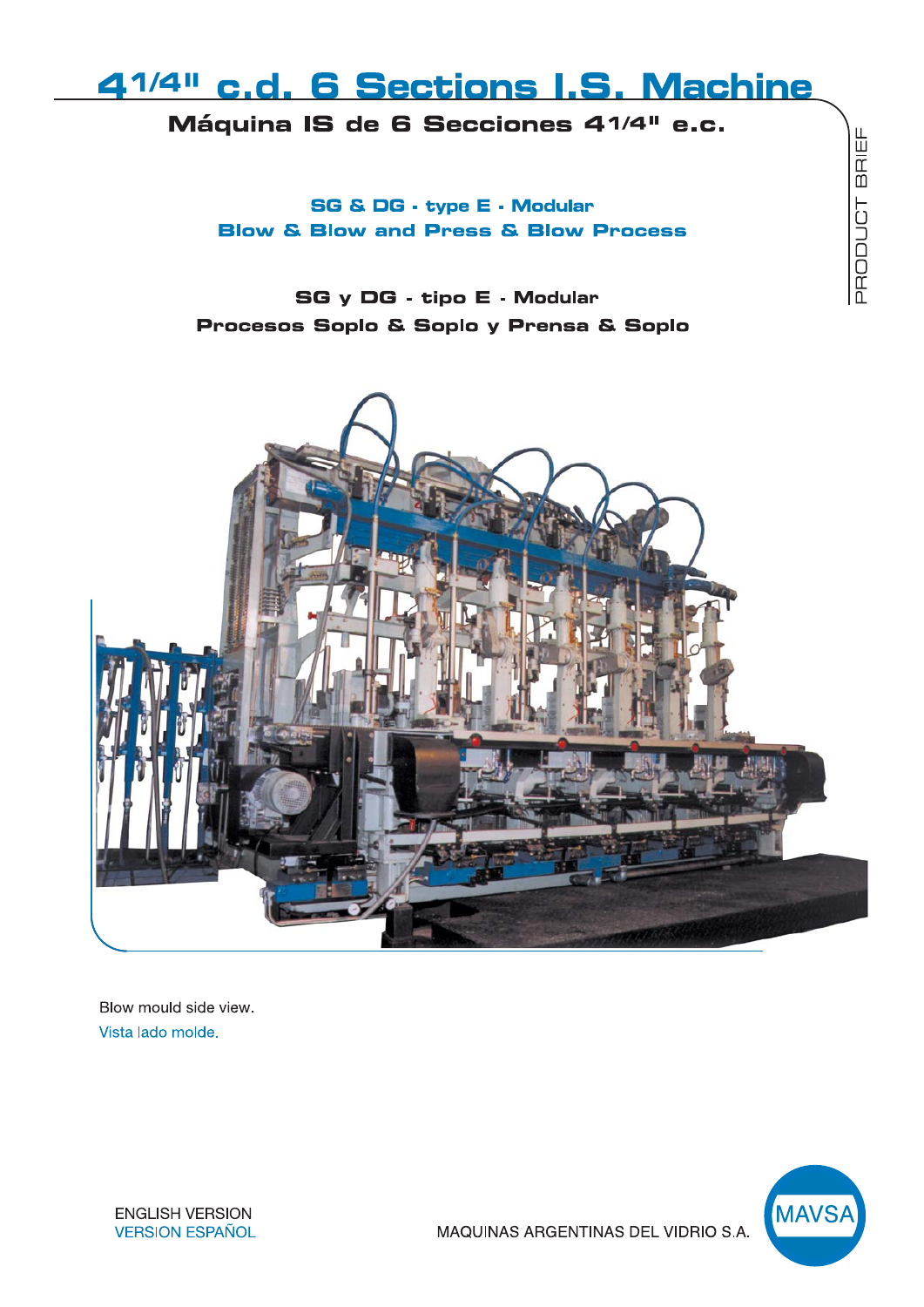# 4 1/4" c.d. 6 Sections I.S. Machine

## Máquina IS de 6 Secciones 4 1/4" e.c.

PRODUCT BRIEF

**SG & DG - type E - Modular**
**Blow & Blow and Press & Blow Process**

**SG y DG - tipo E - Modular**
**Procesos Soplo & Soplo y Prensa & Soplo**

Blow mould side view.
Vista lado molde.

ENGLISH VERSION
VERSION ESPAÑOL

MAQUINAS ARGENTINAS DEL VIDRIO S.A.

MAVSA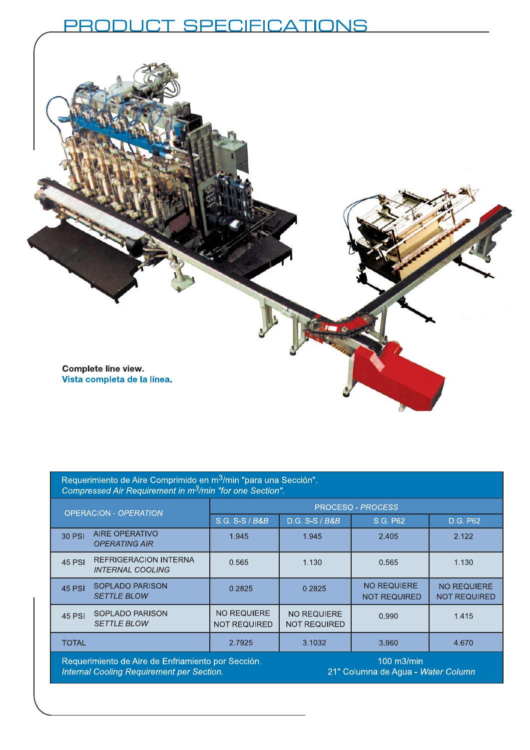# PRODUCT SPECIFICATIONS

**Complete line view.**
**Vista completa de la línea.**

| Requerimiento de Aire Comprimido en $m^3$/min "para una Sección".<br>*Compressed Air Requirement in $m^3$/min "for one Section".* | | | | | |
|---|---|---|---|---|---|
| OPERACION - *OPERATION* | | PROCESO - *PROCESS* | | | |
| | | S.G. S-S / *B&B* | D.G. S-S / *B&B* | S.G. P62 | D.G. P62 |
| 30 PSI | AIRE OPERATIVO<br>*OPERATING AIR* | 1.945 | 1.945 | 2.405 | 2.122 |
| 45 PSI | REFRIGERACION INTERNA<br>*INTERNAL COOLING* | 0.565 | 1.130 | 0.565 | 1.130 |
| 45 PSI | SOPLADO PARISON<br>*SETTLE BLOW* | 0.2825 | 0.2825 | NO REQUIERE<br>NOT REQUIRED | NO REQUIERE<br>NOT REQUIRED |
| 45 PSI | SOPLADO PARISON<br>*SETTLE BLOW* | NO REQUIERE<br>NOT REQUIRED | NO REQUIERE<br>NOT REQUIRED | 0.990 | 1.415 |
| TOTAL | | 2.7925 | 3.1032 | 3.960 | 4.670 |
| Requerimiento de Aire de Enfriamiento por Sección.<br>*Internal Cooling Requirement per Section.* | | 100 m3/min<br>21" Columna de Agua - *Water Column* | | | |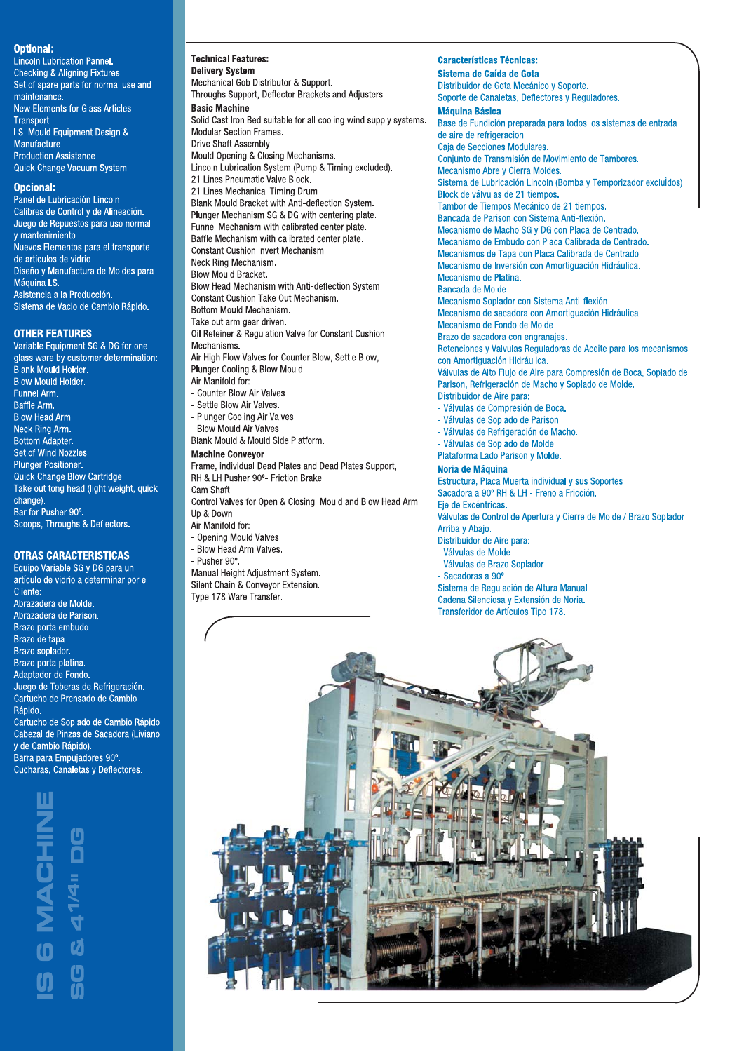## Optional:

Lincoln Lubrication Pannel.
Checking & Aligning Fixtures.
Set of spare parts for normal use and maintenance.
New Elements for Glass Articles Transport.
I.S. Mould Equipment Design & Manufacture.
Production Assistance.
Quick Change Vacuum System.

## Opcional:

Panel de Lubricación Lincoln.
Calibres de Control y de Alineación.
Juego de Repuestos para uso normal y mantenimiento.
Nuevos Elementos para el transporte de artículos de vidrio.
Diseño y Manufactura de Moldes para Máquina I.S.
Asistencia a la Producción.
Sistema de Vacio de Cambio Rápido.

## OTHER FEATURES

Variable Equipment SG & DG for one glass ware by customer determination:
Blank Mould Holder.
Blow Mould Holder.
Funnel Arm.
Baffle Arm.
Blow Head Arm.
Neck Ring Arm.
Bottom Adapter.
Set of Wind Nozzles.
Plunger Positioner.
Quick Change Blow Cartridge.
Take out tong head (light weight, quick change).
Bar for Pusher 90°.
Scoops, Throughs & Deflectors.

## OTRAS CARACTERISTICAS

Equipo Variable SG y DG para un artículo de vidrio a determinar por el Cliente:
Abrazadera de Molde.
Abrazadera de Parison.
Brazo porta embudo.
Brazo de tapa.
Brazo soplador.
Brazo porta platina.
Adaptador de Fondo.
Juego de Toberas de Refrigeración.
Cartucho de Prensado de Cambio Rápido.
Cartucho de Soplado de Cambio Rápido.
Cabezal de Pinzas de Sacadora (Liviano y de Cambio Rápido).
Barra para Empujadores 90°.
Cucharas, Canaletas y Deflectores.

# IS 6 MACHINE SG & 4 1/4" DG

## Technical Features:

**Delivery System**

Mechanical Gob Distributor & Support.
Throughs Support, Deflector Brackets and Adjusters.

**Basic Machine**

Solid Cast Iron Bed suitable for all cooling wind supply systems.
Modular Section Frames.
Drive Shaft Assembly.
Mould Opening & Closing Mechanisms.
Lincoln Lubrication System (Pump & Timing excluded).
21 Lines Pneumatic Valve Block.
21 Lines Mechanical Timing Drum.
Blank Mould Bracket with Anti-deflection System.
Plunger Mechanism SG & DG with centering plate.
Funnel Mechanism with calibrated center plate.
Baffle Mechanism with calibrated center plate.
Constant Cushion Invert Mechanism.
Neck Ring Mechanism.
Blow Mould Bracket.
Blow Head Mechanism with Anti-deflection System.
Constant Cushion Take Out Mechanism.
Bottom Mould Mechanism.
Take out arm gear driven.
Oil Reteiner & Regulation Valve for Constant Cushion Mechanisms.
Air High Flow Valves for Counter Blow, Settle Blow, Plunger Cooling & Blow Mould.
Air Manifold for:
- Counter Blow Air Valves.
- Settle Blow Air Valves.
- Plunger Cooling Air Valves.
- Blow Mould Air Valves.

Blank Mould & Mould Side Platform.

**Machine Conveyor**

Frame, individual Dead Plates and Dead Plates Support,
RH & LH Pusher 90°- Friction Brake.
Cam Shaft.
Control Valves for Open & Closing Mould and Blow Head Arm Up & Down.
Air Manifold for:
- Opening Mould Valves.
- Blow Head Arm Valves.
- Pusher 90°.

Manual Height Adjustment System.
Silent Chain & Conveyor Extension.
Type 178 Ware Transfer.

## Características Técnicas:

**Sistema de Caida de Gota**

Distribuidor de Gota Mecánico y Soporte.
Soporte de Canaletas, Deflectores y Reguladores.

**Máquina Básica**

Base de Fundición preparada para todos los sistemas de entrada de aire de refrigeracion.
Caja de Secciones Modulares.
Conjunto de Transmisión de Movimiento de Tambores.
Mecanismo Abre y Cierra Moldes.
Sistema de Lubricación Lincoln (Bomba y Temporizador excluìdos).
Block de válvulas de 21 tiempos.
Tambor de Tiempos Mecánico de 21 tiempos.
Bancada de Parison con Sistema Anti-flexión.
Mecanismo de Macho SG y DG con Placa de Centrado.
Mecanismo de Embudo con Placa Calibrada de Centrado.
Mecanismos de Tapa con Placa Calibrada de Centrado.
Mecanismo de Inversión con Amortiguación Hidráulica.
Mecanismo de Platina.
Bancada de Molde.
Mecanismo Soplador con Sistema Anti-flexión.
Mecanismo de sacadora con Amortiguación Hidráulica.
Mecanismo de Fondo de Molde.
Brazo de sacadora con engranajes.
Retenciones y Valvulas Reguladoras de Aceite para los mecanismos con Amortiguación Hidráulica.
Válvulas de Alto Flujo de Aire para Compresión de Boca, Soplado de Parison, Refrigeración de Macho y Soplado de Molde.
Distribuidor de Aire para:
- Válvulas de Compresión de Boca.
- Válvulas de Soplado de Parison.
- Válvulas de Refrigeración de Macho.
- Válvulas de Soplado de Molde.

Plataforma Lado Parison y Molde.

**Noria de Máquina**

Estructura, Placa Muerta individual y sus Soportes
Sacadora a 90° RH & LH - Freno a Fricción.
Eje de Excéntricas.
Válvulas de Control de Apertura y Cierre de Molde / Brazo Soplador Arriba y Abajo.
Distribuidor de Aire para:
- Válvulas de Molde.
- Válvulas de Brazo Soplador .
- Sacadoras a 90°.

Sistema de Regulación de Altura Manual.
Cadena Silenciosa y Extensión de Noria.
Transferidor de Artículos Tipo 178.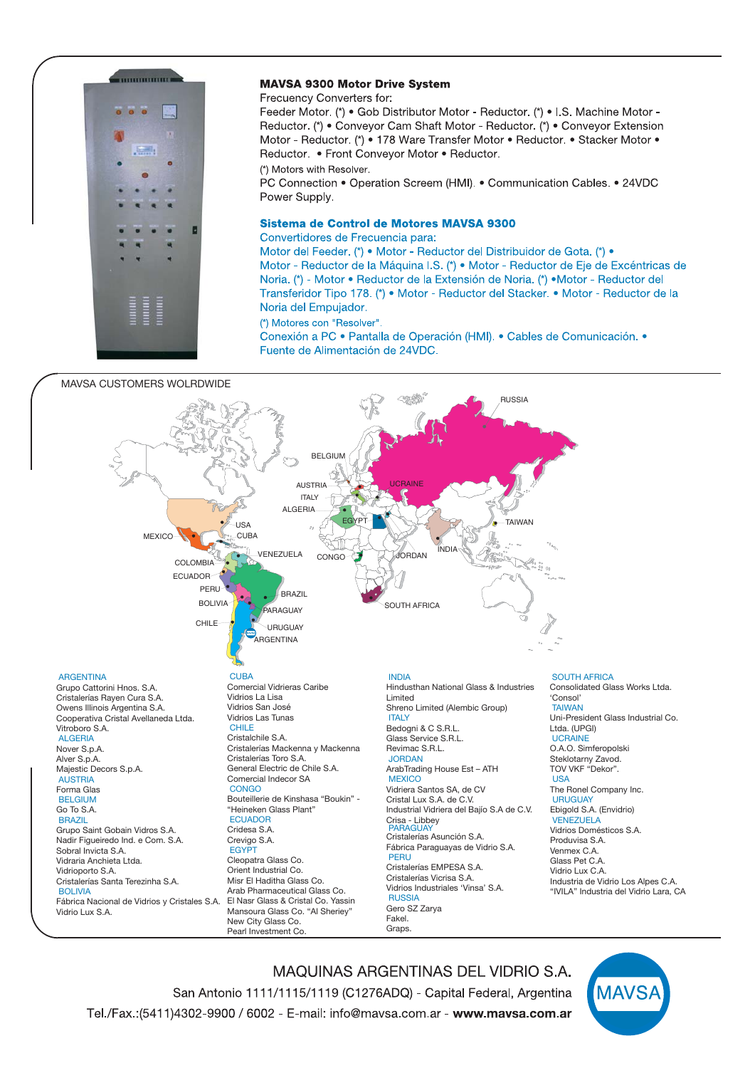## MAVSA 9300 Motor Drive System

Frecuency Converters for:

Feeder Motor. (*) • Gob Distributor Motor - Reductor. (*) • I.S. Machine Motor - Reductor. (*) • Conveyor Cam Shaft Motor - Reductor. (*) • Conveyor Extension Motor - Reductor. (*) • 178 Ware Transfer Motor • Reductor. • Stacker Motor • Reductor. • Front Conveyor Motor • Reductor.

(*) Motors with Resolver.

PC Connection • Operation Screem (HMI). • Communication Cables. • 24VDC Power Supply.

## Sistema de Control de Motores MAVSA 9300

Convertidores de Frecuencia para:

Motor del Feeder. (*) • Motor - Reductor del Distribuidor de Gota. (*) • Motor - Reductor de la Máquina I.S. (*) • Motor - Reductor de Eje de Excéntricas de Noria. (*) - Motor • Reductor de la Extensión de Noria. (*) •Motor - Reductor del Transferidor Tipo 178. (*) • Motor - Reductor del Stacker. • Motor - Reductor de la Noria del Empujador.

(*) Motores con "Resolver".

Conexión a PC • Pantalla de Operación (HMI). • Cables de Comunicación. • Fuente de Alimentación de 24VDC.

## MAVSA CUSTOMERS WOLRDWIDE

RUSSIA
BELGIUM
AUSTRIA
UCRAINE
ITALY
ALGERIA
EGYPT
TAIWAN
USA
CUBA
MEXICO
VENEZUELA
CONGO
JORDAN
INDIA
COLOMBIA
ECUADOR
PERU
BRAZIL
BOLIVIA
PARAGUAY
SOUTH AFRICA
CHILE
URUGUAY
ARGENTINA

**ARGENTINA**
Grupo Cattorini Hnos. S.A.
Cristalerías Rayen Cura S.A.
Owens Illinois Argentina S.A.
Cooperativa Cristal Avellaneda Ltda.
Vitroboro S.A.

**ALGERIA**
Nover S.p.A.
Alver S.p.A.
Majestic Decors S.p.A.

**AUSTRIA**
Forma Glas

**BELGIUM**
Go To S.A.

**BRAZIL**
Grupo Saint Gobain Vidros S.A.
Nadir Figueiredo Ind. e Com. S.A.
Sobral Invicta S.A.
Vidraria Anchieta Ltda.
Vidrioporto S.A.
Cristalerías Santa Terezinha S.A.

**BOLIVIA**
Fábrica Nacional de Vidrios y Cristales S.A.
Vidrio Lux S.A.

**CUBA**
Comercial Vidrieras Caribe
Vidrios La Lisa
Vidrios San José
Vidrios Las Tunas

**CHILE**
Cristalchile S.A.
Cristalerías Mackenna y Mackenna
Cristalerías Toro S.A.
General Electric de Chile S.A.
Comercial Indecor SA

**CONGO**
Bouteillerie de Kinshasa "Boukin" - "Heineken Glass Plant"

**ECUADOR**
Cridesa S.A.
Crevigo S.A.

**EGYPT**
Cleopatra Glass Co.
Orient Industrial Co.
Misr El Haditha Glass Co.
Arab Pharmaceutical Glass Co.
El Nasr Glass & Cristal Co. Yassin
Mansoura Glass Co. "Al Sheriey"
New City Glass Co.
Pearl Investment Co.

**INDIA**
Hindusthan National Glass & Industries Limited
Shreno Limited (Alembic Group)

**ITALY**
Bedogni & C S.R.L.
Glass Service S.R.L.
Revimac S.R.L.

**JORDAN**
ArabTrading House Est – ATH

**MEXICO**
Vidriera Santos SA, de CV
Cristal Lux S.A. de C.V.
Industrial Vidriera del Bajío S.A de C.V.
Crisa - Libbey

**PARAGUAY**
Cristalerías Asunción S.A.
Fábrica Paraguayas de Vidrio S.A.

**PERU**
Cristalerías EMPESA S.A.
Cristalerías Vicrisa S.A.
Vidrios Industriales 'Vinsa' S.A.

**RUSSIA**
Gero SZ Zarya
Fakel.
Graps.

**SOUTH AFRICA**
Consolidated Glass Works Ltda.
'Consol'

**TAIWAN**
Uni-President Glass Industrial Co. Ltda. (UPGI)

**UCRAINE**
O.A.O. Simferopolski Steklotarny Zavod.
TOV VKF "Dekor".

**USA**
The Ronel Company Inc.

**URUGUAY**
Ebigold S.A. (Envidrio)

**VENEZUELA**
Vidrios Domésticos S.A.
Produvisa S.A.
Venmex C.A.
Glass Pet C.A.
Vidrio Lux C.A.
Industria de Vidrio Los Alpes C.A.
"IVILA" Industria del Vidrio Lara, CA

---

MAQUINAS ARGENTINAS DEL VIDRIO S.A.
San Antonio 1111/1115/1119 (C1276ADQ) - Capital Federal, Argentina
Tel./Fax.:(5411)4302-9900 / 6002 - E-mail: info@mavsa.com.ar - **www.mavsa.com.ar**

MAVSA